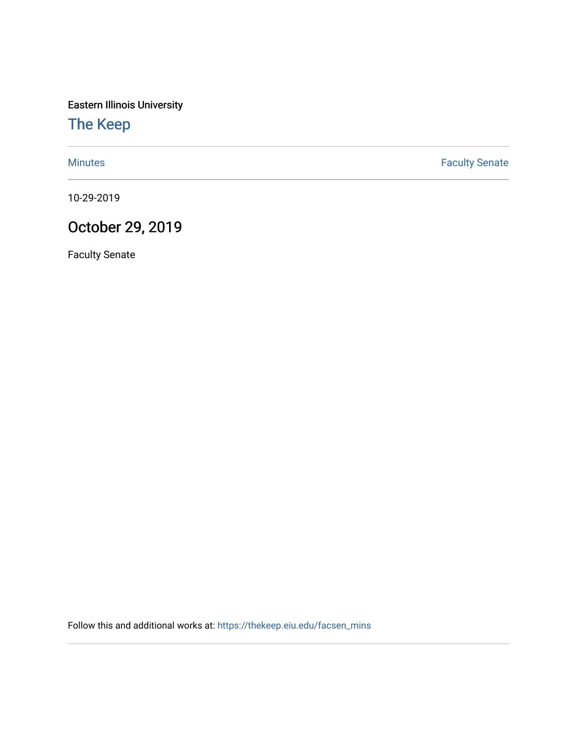Eastern Illinois University

## The Keep

Minutes | Faculty Senate

10-29-2019

# October 29, 2019

Faculty Senate

Follow this and additional works at: https://thekeep.eiu.edu/facsen_mins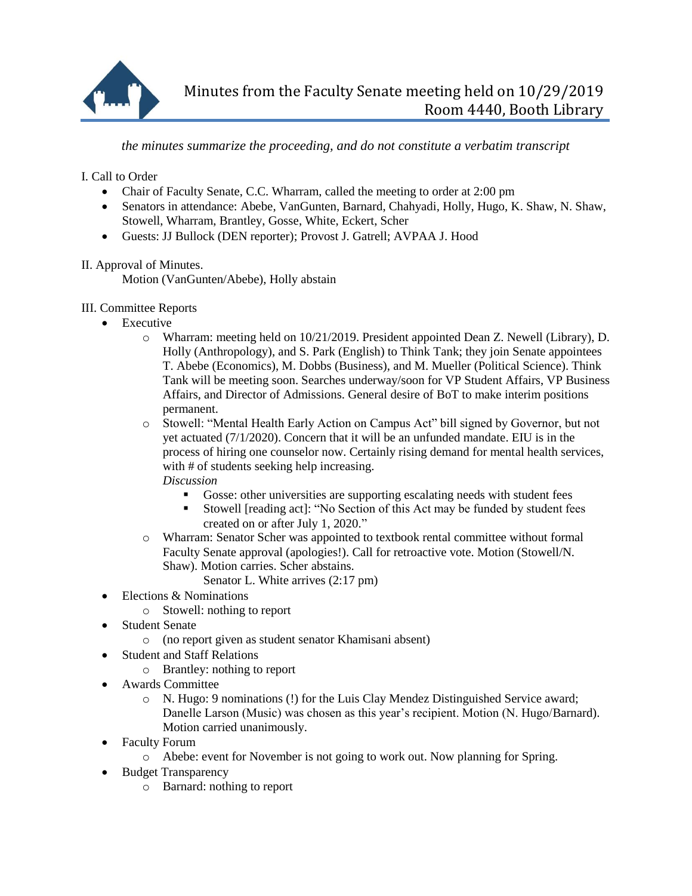# Minutes from the Faculty Senate meeting held on 10/29/2019
## Room 4440, Booth Library

*the minutes summarize the proceeding, and do not constitute a verbatim transcript*

I. Call to Order

- Chair of Faculty Senate, C.C. Wharram, called the meeting to order at 2:00 pm
- Senators in attendance: Abebe, VanGunten, Barnard, Chahyadi, Holly, Hugo, K. Shaw, N. Shaw, Stowell, Wharram, Brantley, Gosse, White, Eckert, Scher
- Guests: JJ Bullock (DEN reporter); Provost J. Gatrell; AVPAA J. Hood

II. Approval of Minutes.

Motion (VanGunten/Abebe), Holly abstain

III. Committee Reports

- Executive
  - Wharram: meeting held on 10/21/2019. President appointed Dean Z. Newell (Library), D. Holly (Anthropology), and S. Park (English) to Think Tank; they join Senate appointees T. Abebe (Economics), M. Dobbs (Business), and M. Mueller (Political Science). Think Tank will be meeting soon. Searches underway/soon for VP Student Affairs, VP Business Affairs, and Director of Admissions. General desire of BoT to make interim positions permanent.
  - Stowell: "Mental Health Early Action on Campus Act" bill signed by Governor, but not yet actuated (7/1/2020). Concern that it will be an unfunded mandate. EIU is in the process of hiring one counselor now. Certainly rising demand for mental health services, with # of students seeking help increasing.

    *Discussion*
    - Gosse: other universities are supporting escalating needs with student fees
    - Stowell [reading act]: "No Section of this Act may be funded by student fees created on or after July 1, 2020."
  - Wharram: Senator Scher was appointed to textbook rental committee without formal Faculty Senate approval (apologies!). Call for retroactive vote. Motion (Stowell/N. Shaw). Motion carries. Scher abstains.

    Senator L. White arrives (2:17 pm)
- Elections & Nominations
  - Stowell: nothing to report
- Student Senate
  - (no report given as student senator Khamisani absent)
- Student and Staff Relations
  - Brantley: nothing to report
- Awards Committee
  - N. Hugo: 9 nominations (!) for the Luis Clay Mendez Distinguished Service award; Danelle Larson (Music) was chosen as this year's recipient. Motion (N. Hugo/Barnard). Motion carried unanimously.
- Faculty Forum
  - Abebe: event for November is not going to work out. Now planning for Spring.
- Budget Transparency
  - Barnard: nothing to report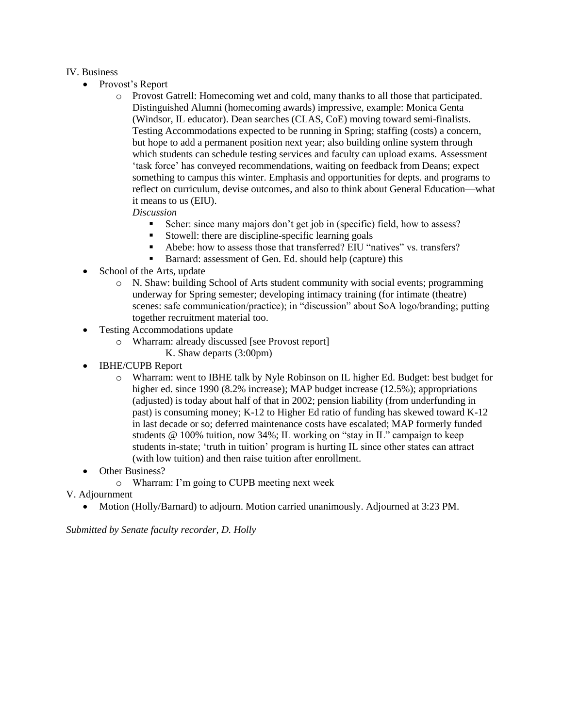IV. Business

- Provost's Report
  - Provost Gatrell: Homecoming wet and cold, many thanks to all those that participated. Distinguished Alumni (homecoming awards) impressive, example: Monica Genta (Windsor, IL educator). Dean searches (CLAS, CoE) moving toward semi-finalists. Testing Accommodations expected to be running in Spring; staffing (costs) a concern, but hope to add a permanent position next year; also building online system through which students can schedule testing services and faculty can upload exams. Assessment 'task force' has conveyed recommendations, waiting on feedback from Deans; expect something to campus this winter. Emphasis and opportunities for depts. and programs to reflect on curriculum, devise outcomes, and also to think about General Education—what it means to us (EIU).

    *Discussion*
    - Scher: since many majors don't get job in (specific) field, how to assess?
    - Stowell: there are discipline-specific learning goals
    - Abebe: how to assess those that transferred? EIU "natives" vs. transfers?
    - Barnard: assessment of Gen. Ed. should help (capture) this
- School of the Arts, update
  - N. Shaw: building School of Arts student community with social events; programming underway for Spring semester; developing intimacy training (for intimate (theatre) scenes: safe communication/practice); in "discussion" about SoA logo/branding; putting together recruitment material too.
- Testing Accommodations update
  - Wharram: already discussed [see Provost report]

    K. Shaw departs (3:00pm)
- IBHE/CUPB Report
  - Wharram: went to IBHE talk by Nyle Robinson on IL higher Ed. Budget: best budget for higher ed. since 1990 (8.2% increase); MAP budget increase (12.5%); appropriations (adjusted) is today about half of that in 2002; pension liability (from underfunding in past) is consuming money; K-12 to Higher Ed ratio of funding has skewed toward K-12 in last decade or so; deferred maintenance costs have escalated; MAP formerly funded students @ 100% tuition, now 34%; IL working on "stay in IL" campaign to keep students in-state; 'truth in tuition' program is hurting IL since other states can attract (with low tuition) and then raise tuition after enrollment.
- Other Business?
  - Wharram: I'm going to CUPB meeting next week

V. Adjournment

- Motion (Holly/Barnard) to adjourn. Motion carried unanimously. Adjourned at 3:23 PM.

*Submitted by Senate faculty recorder, D. Holly*